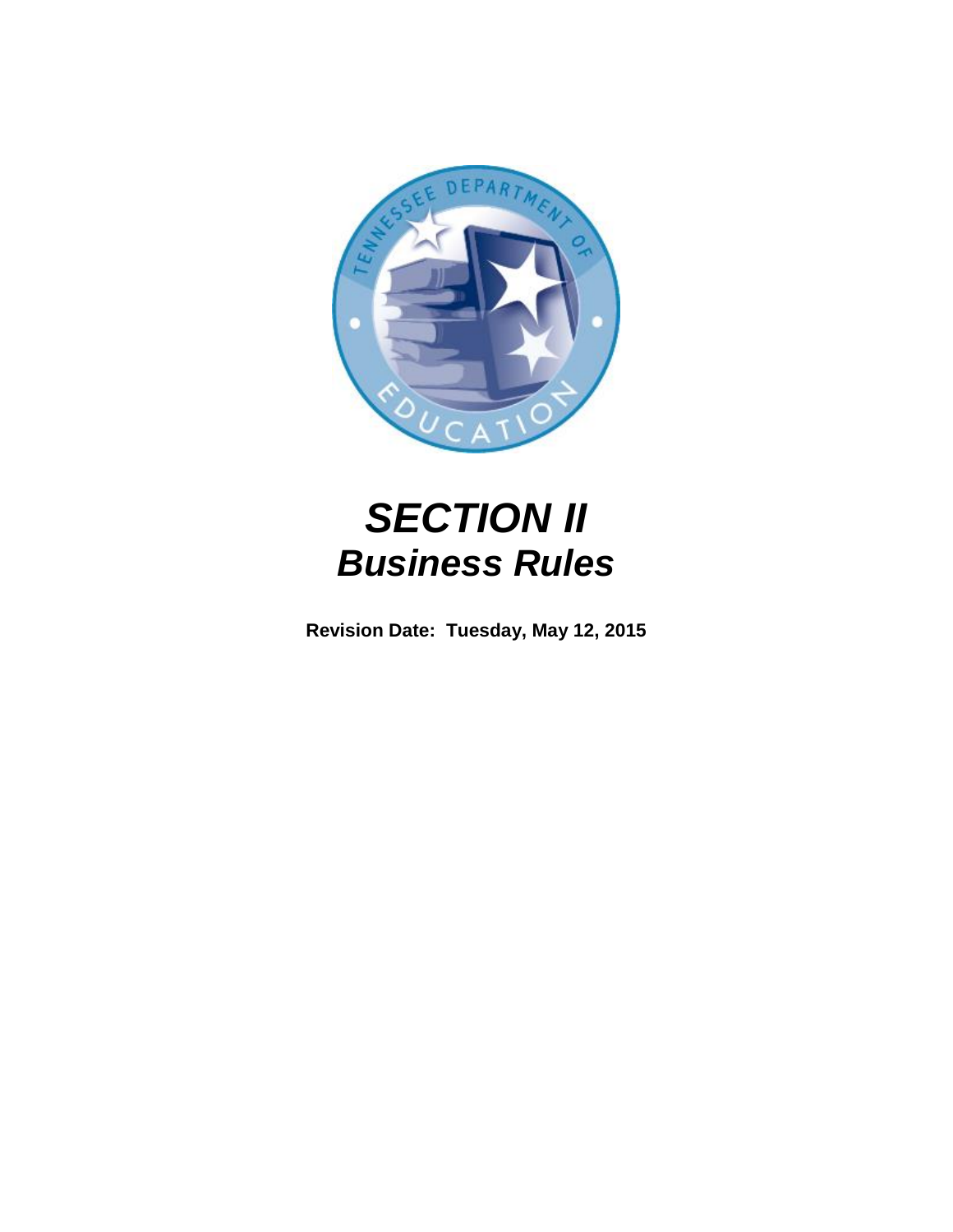# *SECTION II*
# *Business Rules*

**Revision Date: Tuesday, May 12, 2015**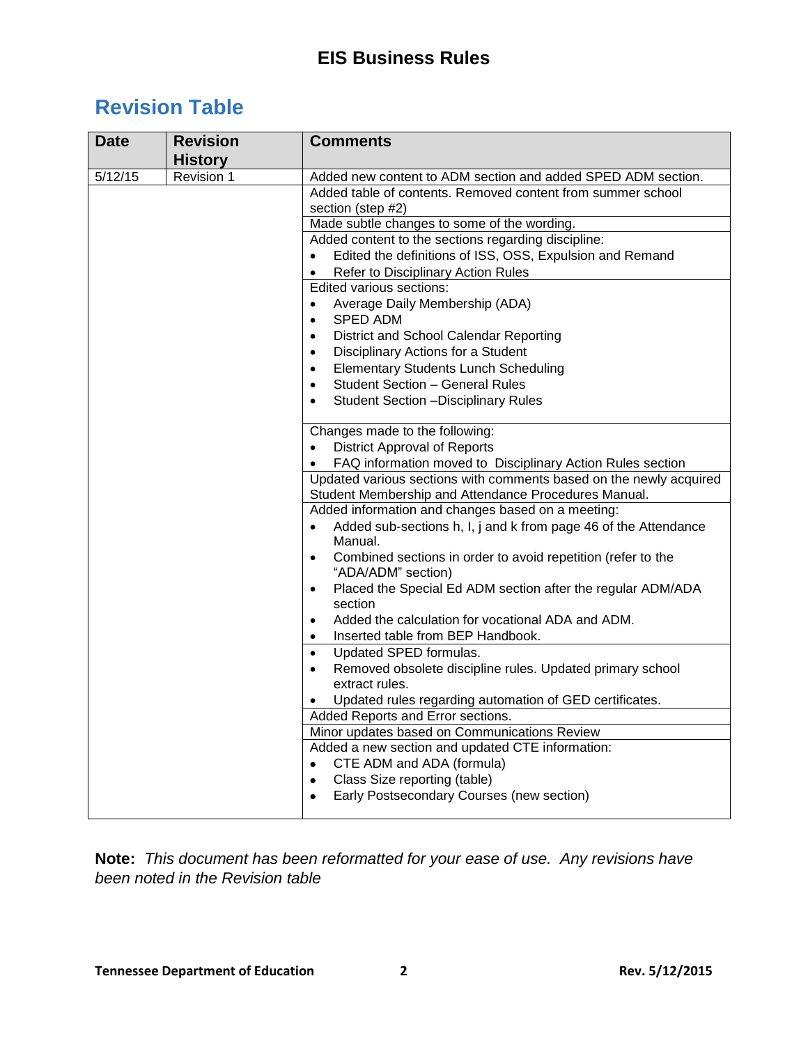# EIS Business Rules

## Revision Table

| Date | Revision History | Comments |
|---|---|---|
| 5/12/15 | Revision 1 | Added new content to ADM section and added SPED ADM section. |
| | | Added table of contents. Removed content from summer school section (step #2) |
| | | Made subtle changes to some of the wording. |
| | | Added content to the sections regarding discipline:<br>• Edited the definitions of ISS, OSS, Expulsion and Remand<br>• Refer to Disciplinary Action Rules |
| | | Edited various sections:<br>• Average Daily Membership (ADA)<br>• SPED ADM<br>• District and School Calendar Reporting<br>• Disciplinary Actions for a Student<br>• Elementary Students Lunch Scheduling<br>• Student Section – General Rules<br>• Student Section –Disciplinary Rules |
| | | Changes made to the following:<br>• District Approval of Reports<br>• FAQ information moved to Disciplinary Action Rules section |
| | | Updated various sections with comments based on the newly acquired Student Membership and Attendance Procedures Manual. |
| | | Added information and changes based on a meeting:<br>• Added sub-sections h, I, j and k from page 46 of the Attendance Manual.<br>• Combined sections in order to avoid repetition (refer to the "ADA/ADM" section)<br>• Placed the Special Ed ADM section after the regular ADM/ADA section<br>• Added the calculation for vocational ADA and ADM.<br>• Inserted table from BEP Handbook. |
| | | • Updated SPED formulas.<br>• Removed obsolete discipline rules. Updated primary school extract rules.<br>• Updated rules regarding automation of GED certificates. |
| | | Added Reports and Error sections. |
| | | Minor updates based on Communications Review |
| | | Added a new section and updated CTE information:<br>• CTE ADM and ADA (formula)<br>• Class Size reporting (table)<br>• Early Postsecondary Courses (new section) |

**Note:** *This document has been reformatted for your ease of use. Any revisions have been noted in the Revision table*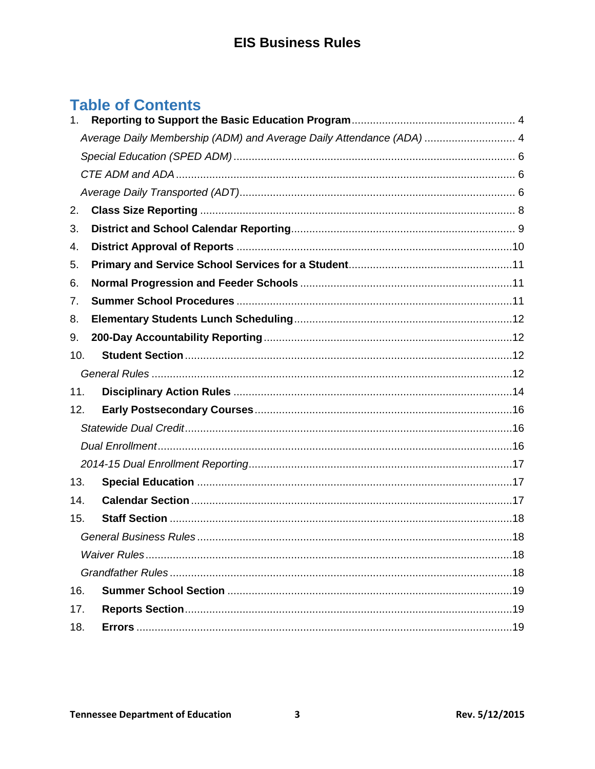# Table of Contents

1. **Reporting to Support the Basic Education Program** ..... 4
   - *Average Daily Membership (ADM) and Average Daily Attendance (ADA)* ..... 4
   - *Special Education (SPED ADM)* ..... 6
   - *CTE ADM and ADA* ..... 6
   - *Average Daily Transported (ADT)* ..... 6
2. **Class Size Reporting** ..... 8
3. **District and School Calendar Reporting** ..... 9
4. **District Approval of Reports** ..... 10
5. **Primary and Service School Services for a Student** ..... 11
6. **Normal Progression and Feeder Schools** ..... 11
7. **Summer School Procedures** ..... 11
8. **Elementary Students Lunch Scheduling** ..... 12
9. **200-Day Accountability Reporting** ..... 12
10. **Student Section** ..... 12
    - *General Rules* ..... 12
11. **Disciplinary Action Rules** ..... 14
12. **Early Postsecondary Courses** ..... 16
    - *Statewide Dual Credit* ..... 16
    - *Dual Enrollment* ..... 16
    - *2014-15 Dual Enrollment Reporting* ..... 17
13. **Special Education** ..... 17
14. **Calendar Section** ..... 17
15. **Staff Section** ..... 18
    - *General Business Rules* ..... 18
    - *Waiver Rules* ..... 18
    - *Grandfather Rules* ..... 18
16. **Summer School Section** ..... 19
17. **Reports Section** ..... 19
18. **Errors** ..... 19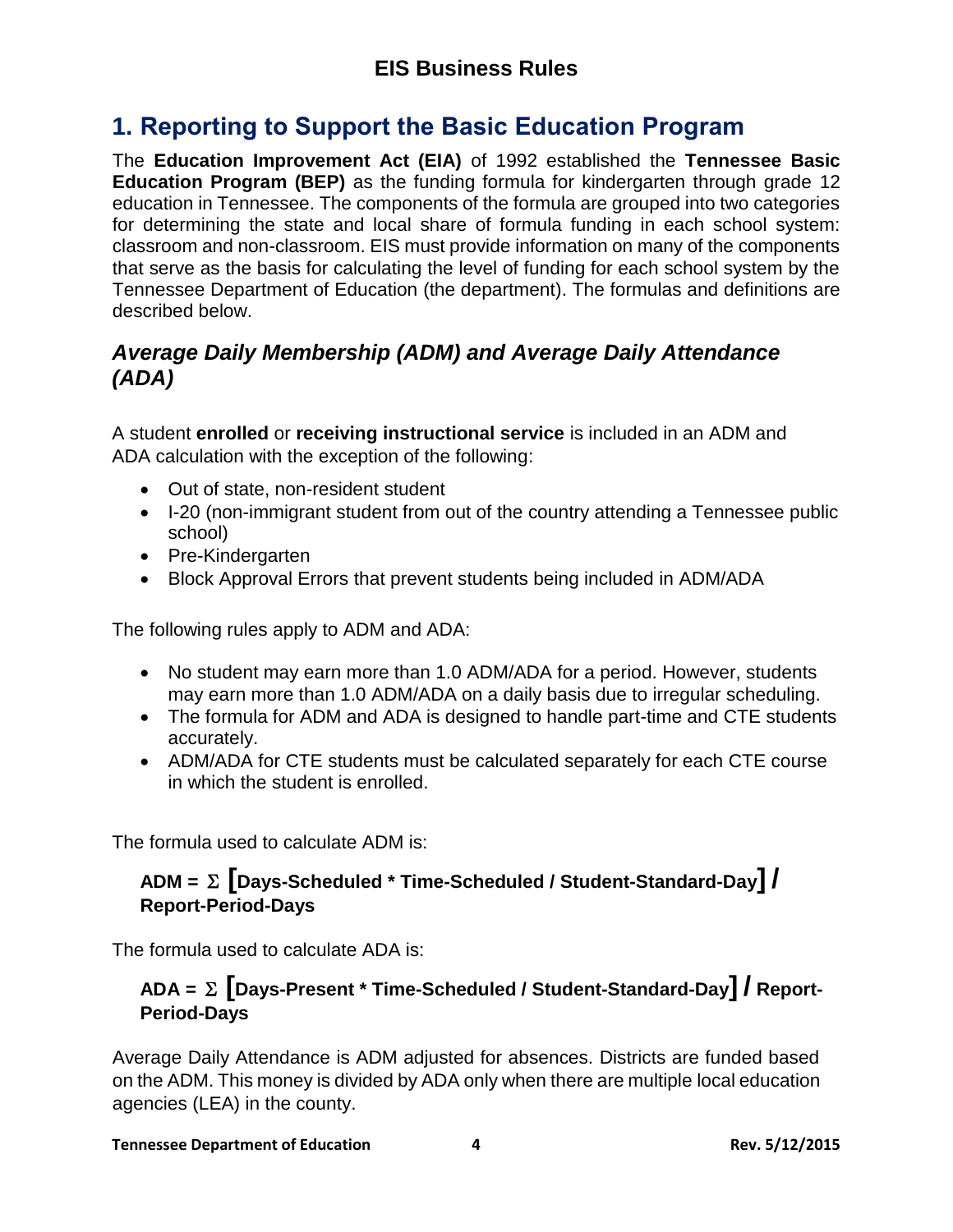## 1. Reporting to Support the Basic Education Program

The **Education Improvement Act (EIA)** of 1992 established the **Tennessee Basic Education Program (BEP)** as the funding formula for kindergarten through grade 12 education in Tennessee. The components of the formula are grouped into two categories for determining the state and local share of formula funding in each school system: classroom and non-classroom. EIS must provide information on many of the components that serve as the basis for calculating the level of funding for each school system by the Tennessee Department of Education (the department). The formulas and definitions are described below.

### *Average Daily Membership (ADM) and Average Daily Attendance (ADA)*

A student **enrolled** or **receiving instructional service** is included in an ADM and ADA calculation with the exception of the following:

- Out of state, non-resident student
- I-20 (non-immigrant student from out of the country attending a Tennessee public school)
- Pre-Kindergarten
- Block Approval Errors that prevent students being included in ADM/ADA

The following rules apply to ADM and ADA:

- No student may earn more than 1.0 ADM/ADA for a period. However, students may earn more than 1.0 ADM/ADA on a daily basis due to irregular scheduling.
- The formula for ADM and ADA is designed to handle part-time and CTE students accurately.
- ADM/ADA for CTE students must be calculated separately for each CTE course in which the student is enrolled.

The formula used to calculate ADM is:

$$\text{ADM} = \sum \left[\text{Days-Scheduled} * \text{Time-Scheduled} / \text{Student-Standard-Day}\right] / \text{Report-Period-Days}$$

The formula used to calculate ADA is:

$$\text{ADA} = \sum \left[\text{Days-Present} * \text{Time-Scheduled} / \text{Student-Standard-Day}\right] / \text{Report-Period-Days}$$

Average Daily Attendance is ADM adjusted for absences. Districts are funded based on the ADM. This money is divided by ADA only when there are multiple local education agencies (LEA) in the county.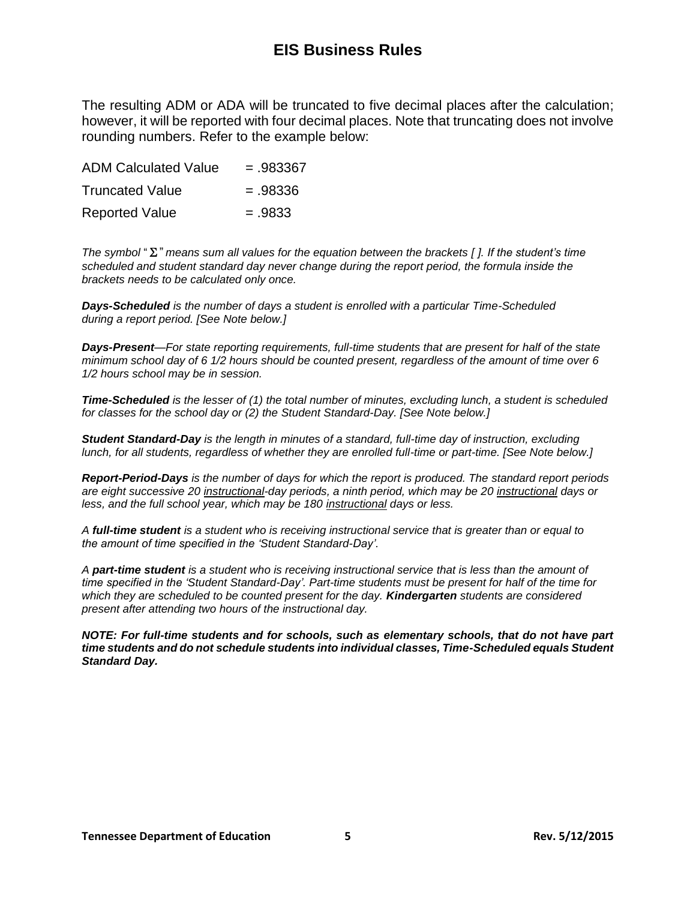# EIS Business Rules

The resulting ADM or ADA will be truncated to five decimal places after the calculation; however, it will be reported with four decimal places. Note that truncating does not involve rounding numbers. Refer to the example below:

| | |
|---|---|
| ADM Calculated Value | = .983367 |
| Truncated Value | = .98336 |
| Reported Value | = .9833 |

*The symbol "$\Sigma$" means sum all values for the equation between the brackets [ ]. If the student's time scheduled and student standard day never change during the report period, the formula inside the brackets needs to be calculated only once.*

***Days-Scheduled*** *is the number of days a student is enrolled with a particular Time-Scheduled during a report period. [See Note below.]*

***Days-Present****—For state reporting requirements, full-time students that are present for half of the state minimum school day of 6 1/2 hours should be counted present, regardless of the amount of time over 6 1/2 hours school may be in session.*

***Time-Scheduled*** *is the lesser of (1) the total number of minutes, excluding lunch, a student is scheduled for classes for the school day or (2) the Student Standard-Day. [See Note below.]*

***Student Standard-Day*** *is the length in minutes of a standard, full-time day of instruction, excluding lunch, for all students, regardless of whether they are enrolled full-time or part-time. [See Note below.]*

***Report-Period-Days*** *is the number of days for which the report is produced. The standard report periods are eight successive 20 instructional-day periods, a ninth period, which may be 20 instructional days or less, and the full school year, which may be 180 instructional days or less.*

*A* ***full-time student*** *is a student who is receiving instructional service that is greater than or equal to the amount of time specified in the 'Student Standard-Day'.*

*A* ***part-time student*** *is a student who is receiving instructional service that is less than the amount of time specified in the 'Student Standard-Day'. Part-time students must be present for half of the time for which they are scheduled to be counted present for the day.* ***Kindergarten*** *students are considered present after attending two hours of the instructional day.*

***NOTE: For full-time students and for schools, such as elementary schools, that do not have part time students and do not schedule students into individual classes, Time-Scheduled equals Student Standard Day.***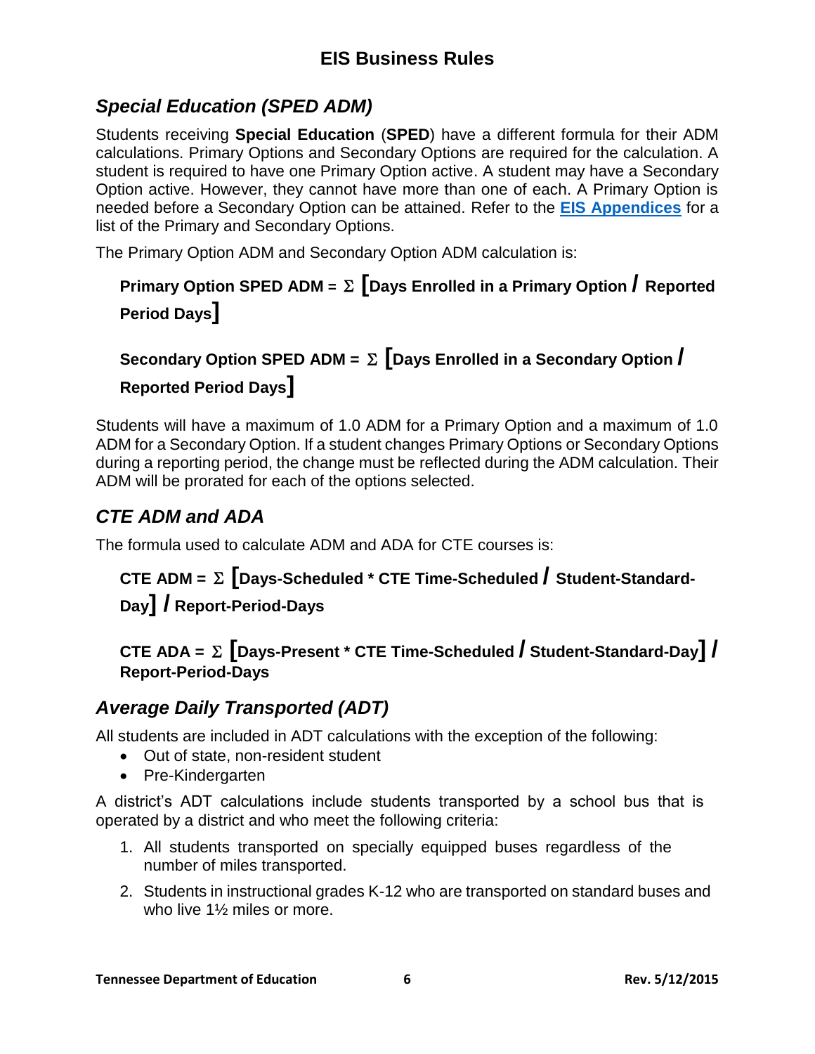## *Special Education (SPED ADM)*

Students receiving **Special Education** (**SPED**) have a different formula for their ADM calculations. Primary Options and Secondary Options are required for the calculation. A student is required to have one Primary Option active. A student may have a Secondary Option active. However, they cannot have more than one of each. A Primary Option is needed before a Secondary Option can be attained. Refer to the **EIS Appendices** for a list of the Primary and Secondary Options.

The Primary Option ADM and Secondary Option ADM calculation is:

$$\text{Primary Option SPED ADM} = \Sigma \left[ \text{Days Enrolled in a Primary Option} \,/\, \text{Reported Period Days} \right]$$

$$\text{Secondary Option SPED ADM} = \Sigma \left[ \text{Days Enrolled in a Secondary Option} \,/\, \text{Reported Period Days} \right]$$

Students will have a maximum of 1.0 ADM for a Primary Option and a maximum of 1.0 ADM for a Secondary Option. If a student changes Primary Options or Secondary Options during a reporting period, the change must be reflected during the ADM calculation. Their ADM will be prorated for each of the options selected.

## *CTE ADM and ADA*

The formula used to calculate ADM and ADA for CTE courses is:

$$\text{CTE ADM} = \Sigma \left[ \text{Days-Scheduled} * \text{CTE Time-Scheduled} \,/\, \text{Student-Standard-Day} \right] / \text{Report-Period-Days}$$

$$\text{CTE ADA} = \Sigma \left[ \text{Days-Present} * \text{CTE Time-Scheduled} \,/\, \text{Student-Standard-Day} \right] / \text{Report-Period-Days}$$

## *Average Daily Transported (ADT)*

All students are included in ADT calculations with the exception of the following:

- Out of state, non-resident student
- Pre-Kindergarten

A district's ADT calculations include students transported by a school bus that is operated by a district and who meet the following criteria:

1. All students transported on specially equipped buses regardless of the number of miles transported.
2. Students in instructional grades K-12 who are transported on standard buses and who live 1½ miles or more.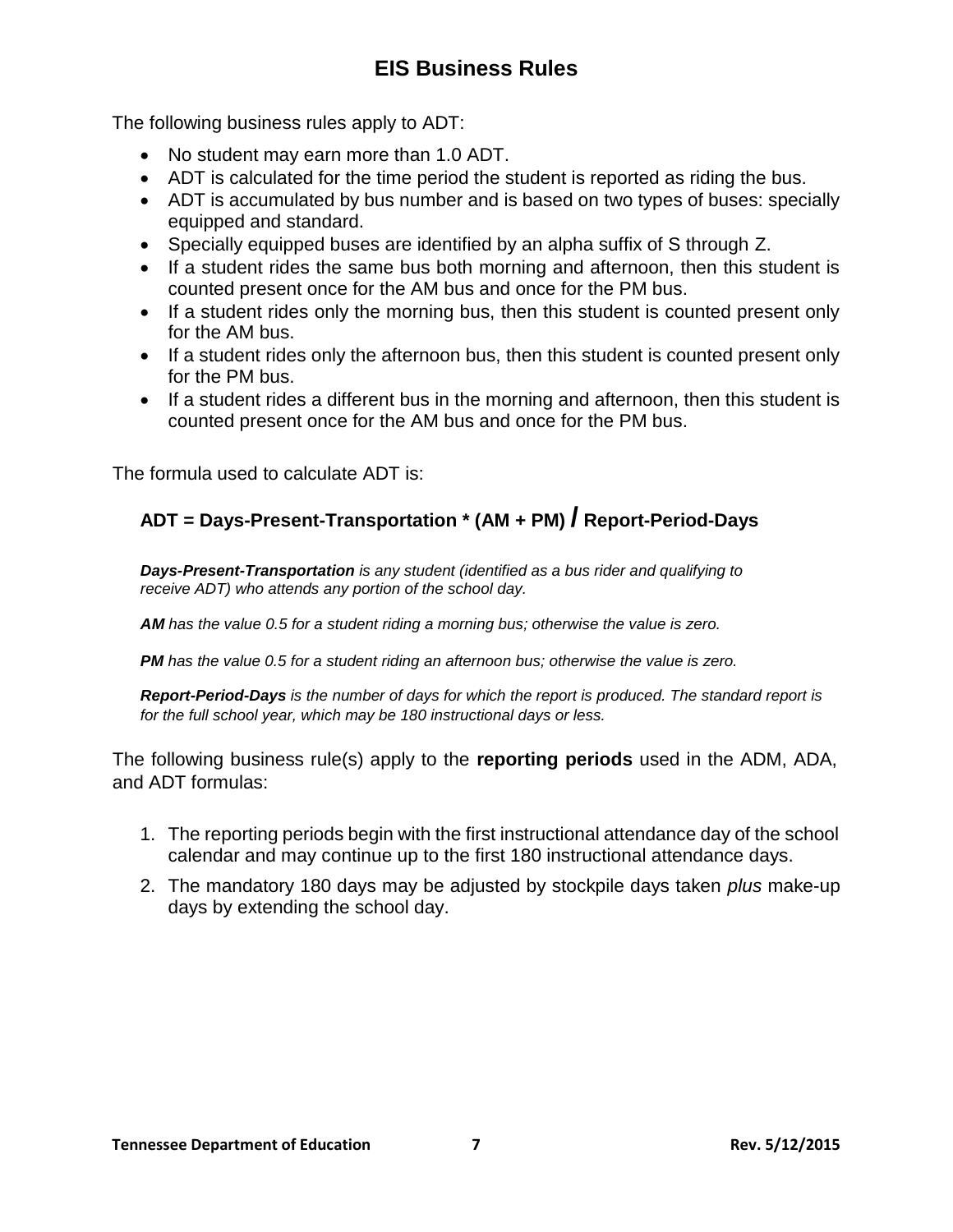## EIS Business Rules

The following business rules apply to ADT:

- No student may earn more than 1.0 ADT.
- ADT is calculated for the time period the student is reported as riding the bus.
- ADT is accumulated by bus number and is based on two types of buses: specially equipped and standard.
- Specially equipped buses are identified by an alpha suffix of S through Z.
- If a student rides the same bus both morning and afternoon, then this student is counted present once for the AM bus and once for the PM bus.
- If a student rides only the morning bus, then this student is counted present only for the AM bus.
- If a student rides only the afternoon bus, then this student is counted present only for the PM bus.
- If a student rides a different bus in the morning and afternoon, then this student is counted present once for the AM bus and once for the PM bus.

The formula used to calculate ADT is:

**ADT = Days-Present-Transportation * (AM + PM) / Report-Period-Days**

***Days-Present-Transportation*** *is any student (identified as a bus rider and qualifying to receive ADT) who attends any portion of the school day.*

***AM*** *has the value 0.5 for a student riding a morning bus; otherwise the value is zero.*

***PM*** *has the value 0.5 for a student riding an afternoon bus; otherwise the value is zero.*

***Report-Period-Days*** *is the number of days for which the report is produced. The standard report is for the full school year, which may be 180 instructional days or less.*

The following business rule(s) apply to the **reporting periods** used in the ADM, ADA, and ADT formulas:

1. The reporting periods begin with the first instructional attendance day of the school calendar and may continue up to the first 180 instructional attendance days.
2. The mandatory 180 days may be adjusted by stockpile days taken *plus* make-up days by extending the school day.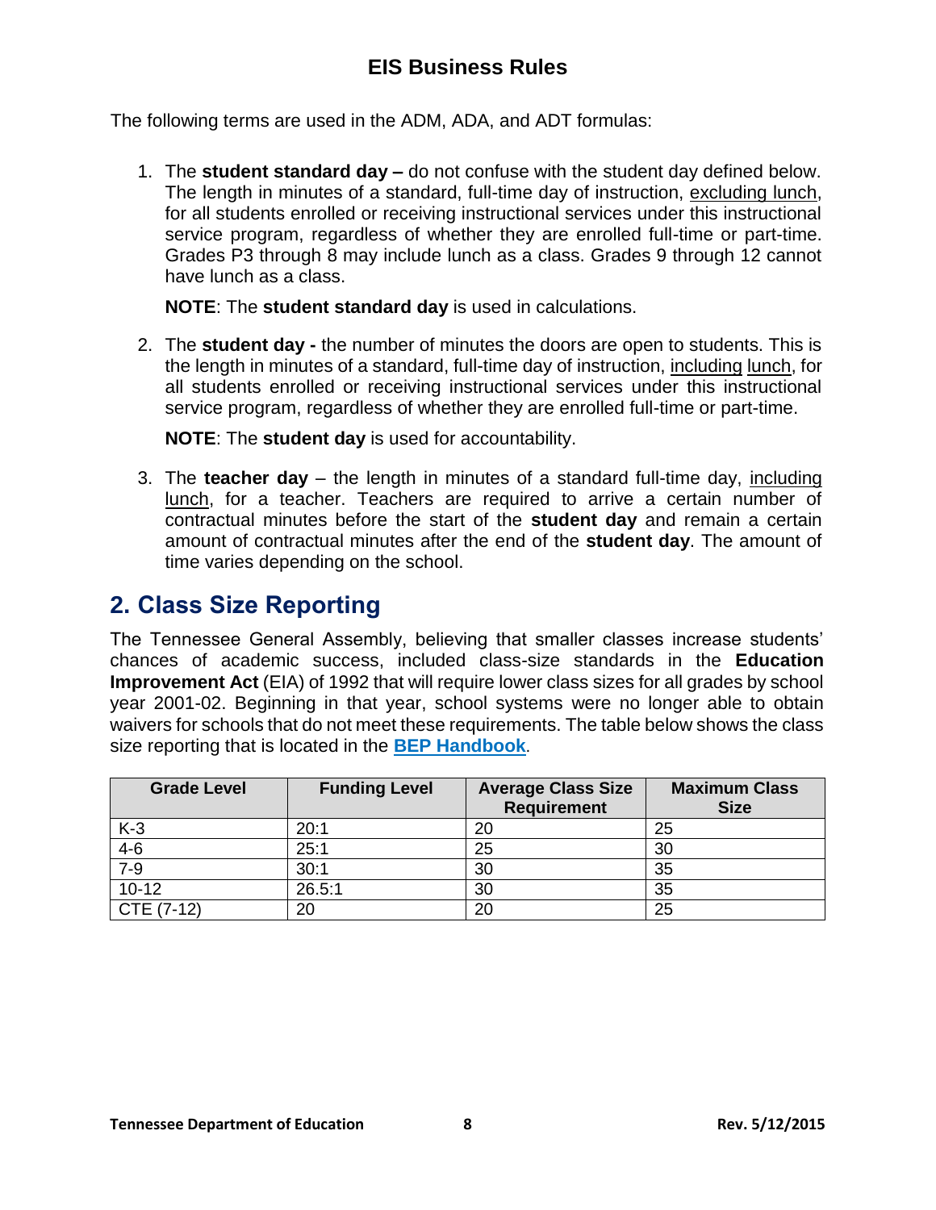The following terms are used in the ADM, ADA, and ADT formulas:

1. The **student standard day –** do not confuse with the student day defined below. The length in minutes of a standard, full-time day of instruction, excluding lunch, for all students enrolled or receiving instructional services under this instructional service program, regardless of whether they are enrolled full-time or part-time. Grades P3 through 8 may include lunch as a class. Grades 9 through 12 cannot have lunch as a class.

   **NOTE**: The **student standard day** is used in calculations.

2. The **student day -** the number of minutes the doors are open to students. This is the length in minutes of a standard, full-time day of instruction, including lunch, for all students enrolled or receiving instructional services under this instructional service program, regardless of whether they are enrolled full-time or part-time.

   **NOTE**: The **student day** is used for accountability.

3. The **teacher day** – the length in minutes of a standard full-time day, including lunch, for a teacher. Teachers are required to arrive a certain number of contractual minutes before the start of the **student day** and remain a certain amount of contractual minutes after the end of the **student day**. The amount of time varies depending on the school.

## 2. Class Size Reporting

The Tennessee General Assembly, believing that smaller classes increase students' chances of academic success, included class-size standards in the **Education Improvement Act** (EIA) of 1992 that will require lower class sizes for all grades by school year 2001-02. Beginning in that year, school systems were no longer able to obtain waivers for schools that do not meet these requirements. The table below shows the class size reporting that is located in the **BEP Handbook**.

| Grade Level | Funding Level | Average Class Size Requirement | Maximum Class Size |
|---|---|---|---|
| K-3 | 20:1 | 20 | 25 |
| 4-6 | 25:1 | 25 | 30 |
| 7-9 | 30:1 | 30 | 35 |
| 10-12 | 26.5:1 | 30 | 35 |
| CTE (7-12) | 20 | 20 | 25 |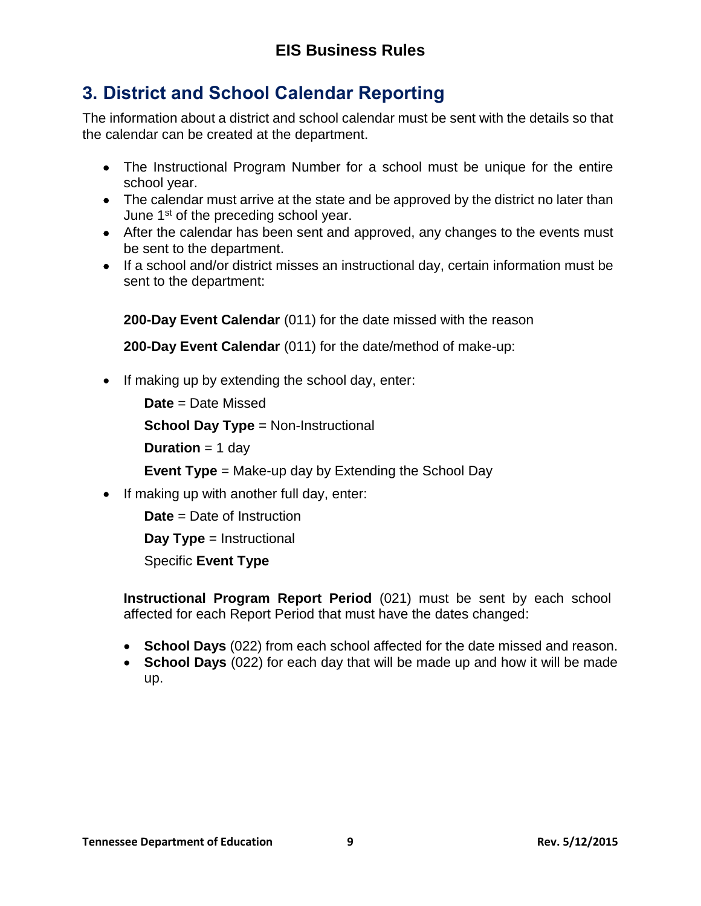## 3. District and School Calendar Reporting

The information about a district and school calendar must be sent with the details so that the calendar can be created at the department.

- The Instructional Program Number for a school must be unique for the entire school year.
- The calendar must arrive at the state and be approved by the district no later than June 1st of the preceding school year.
- After the calendar has been sent and approved, any changes to the events must be sent to the department.
- If a school and/or district misses an instructional day, certain information must be sent to the department:

  **200-Day Event Calendar** (011) for the date missed with the reason

  **200-Day Event Calendar** (011) for the date/method of make-up:

- If making up by extending the school day, enter:

  **Date** = Date Missed

  **School Day Type** = Non-Instructional

  **Duration** = 1 day

  **Event Type** = Make-up day by Extending the School Day

- If making up with another full day, enter:

  **Date** = Date of Instruction

  **Day Type** = Instructional

  Specific **Event Type**

  **Instructional Program Report Period** (021) must be sent by each school affected for each Report Period that must have the dates changed:

  - **School Days** (022) from each school affected for the date missed and reason.
  - **School Days** (022) for each day that will be made up and how it will be made up.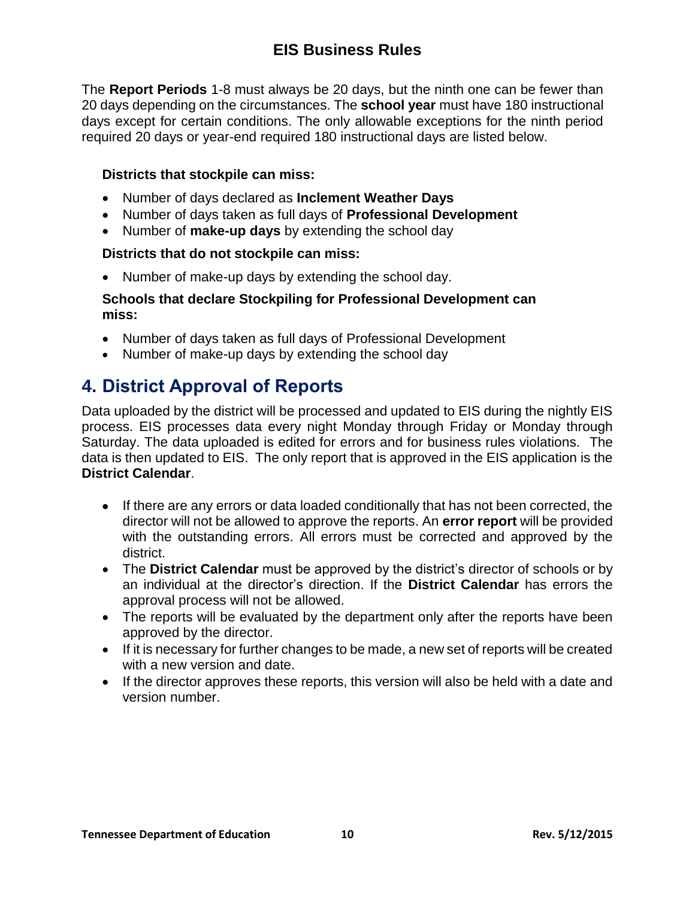The **Report Periods** 1-8 must always be 20 days, but the ninth one can be fewer than 20 days depending on the circumstances. The **school year** must have 180 instructional days except for certain conditions. The only allowable exceptions for the ninth period required 20 days or year-end required 180 instructional days are listed below.

**Districts that stockpile can miss:**

- Number of days declared as **Inclement Weather Days**
- Number of days taken as full days of **Professional Development**
- Number of **make-up days** by extending the school day

**Districts that do not stockpile can miss:**

- Number of make-up days by extending the school day.

**Schools that declare Stockpiling for Professional Development can miss:**

- Number of days taken as full days of Professional Development
- Number of make-up days by extending the school day

## 4. District Approval of Reports

Data uploaded by the district will be processed and updated to EIS during the nightly EIS process. EIS processes data every night Monday through Friday or Monday through Saturday. The data uploaded is edited for errors and for business rules violations. The data is then updated to EIS. The only report that is approved in the EIS application is the **District Calendar**.

- If there are any errors or data loaded conditionally that has not been corrected, the director will not be allowed to approve the reports. An **error report** will be provided with the outstanding errors. All errors must be corrected and approved by the district.
- The **District Calendar** must be approved by the district's director of schools or by an individual at the director's direction. If the **District Calendar** has errors the approval process will not be allowed.
- The reports will be evaluated by the department only after the reports have been approved by the director.
- If it is necessary for further changes to be made, a new set of reports will be created with a new version and date.
- If the director approves these reports, this version will also be held with a date and version number.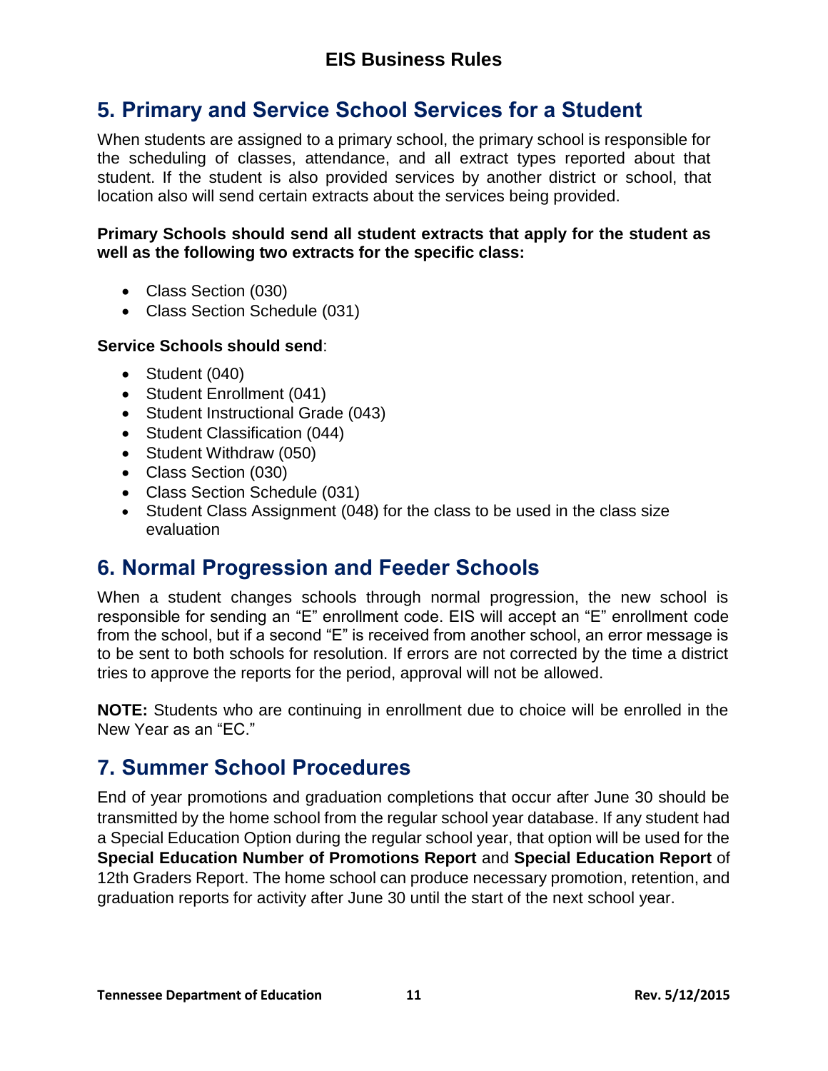## 5. Primary and Service School Services for a Student

When students are assigned to a primary school, the primary school is responsible for the scheduling of classes, attendance, and all extract types reported about that student. If the student is also provided services by another district or school, that location also will send certain extracts about the services being provided.

**Primary Schools should send all student extracts that apply for the student as well as the following two extracts for the specific class:**

- Class Section (030)
- Class Section Schedule (031)

**Service Schools should send**:

- Student (040)
- Student Enrollment (041)
- Student Instructional Grade (043)
- Student Classification (044)
- Student Withdraw (050)
- Class Section (030)
- Class Section Schedule (031)
- Student Class Assignment (048) for the class to be used in the class size evaluation

## 6. Normal Progression and Feeder Schools

When a student changes schools through normal progression, the new school is responsible for sending an "E" enrollment code. EIS will accept an "E" enrollment code from the school, but if a second "E" is received from another school, an error message is to be sent to both schools for resolution. If errors are not corrected by the time a district tries to approve the reports for the period, approval will not be allowed.

**NOTE:** Students who are continuing in enrollment due to choice will be enrolled in the New Year as an "EC."

## 7. Summer School Procedures

End of year promotions and graduation completions that occur after June 30 should be transmitted by the home school from the regular school year database. If any student had a Special Education Option during the regular school year, that option will be used for the **Special Education Number of Promotions Report** and **Special Education Report** of 12th Graders Report. The home school can produce necessary promotion, retention, and graduation reports for activity after June 30 until the start of the next school year.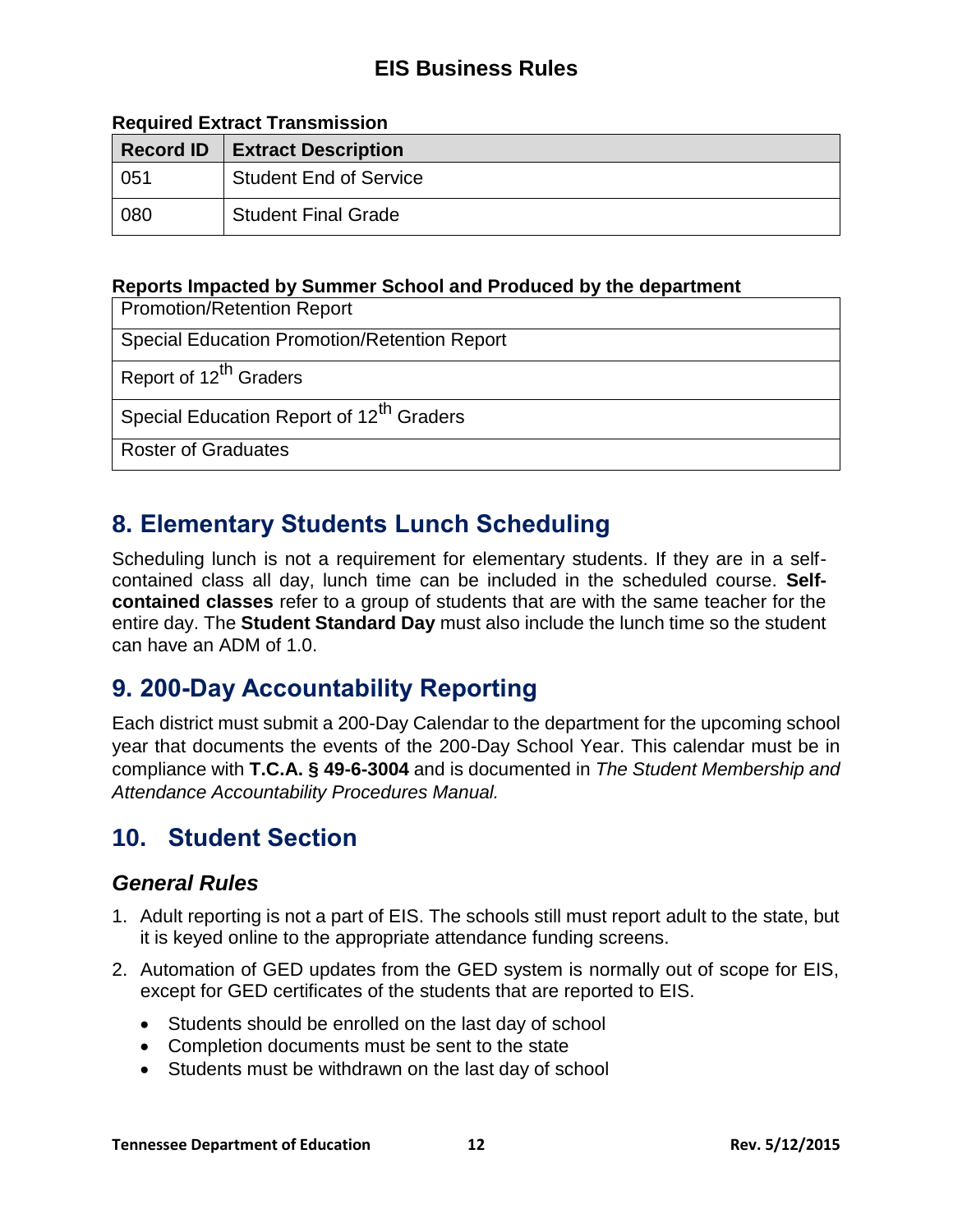**Required Extract Transmission**

| Record ID | Extract Description |
|---|---|
| 051 | Student End of Service |
| 080 | Student Final Grade |

**Reports Impacted by Summer School and Produced by the department**

| Promotion/Retention Report |
|---|
| Special Education Promotion/Retention Report |
| Report of 12th Graders |
| Special Education Report of 12th Graders |
| Roster of Graduates |

## 8. Elementary Students Lunch Scheduling

Scheduling lunch is not a requirement for elementary students. If they are in a self-contained class all day, lunch time can be included in the scheduled course. **Self-contained classes** refer to a group of students that are with the same teacher for the entire day. The **Student Standard Day** must also include the lunch time so the student can have an ADM of 1.0.

## 9. 200-Day Accountability Reporting

Each district must submit a 200-Day Calendar to the department for the upcoming school year that documents the events of the 200-Day School Year. This calendar must be in compliance with **T.C.A. § 49-6-3004** and is documented in *The Student Membership and Attendance Accountability Procedures Manual.*

## 10. Student Section

### *General Rules*

1. Adult reporting is not a part of EIS. The schools still must report adult to the state, but it is keyed online to the appropriate attendance funding screens.
2. Automation of GED updates from the GED system is normally out of scope for EIS, except for GED certificates of the students that are reported to EIS.
   - Students should be enrolled on the last day of school
   - Completion documents must be sent to the state
   - Students must be withdrawn on the last day of school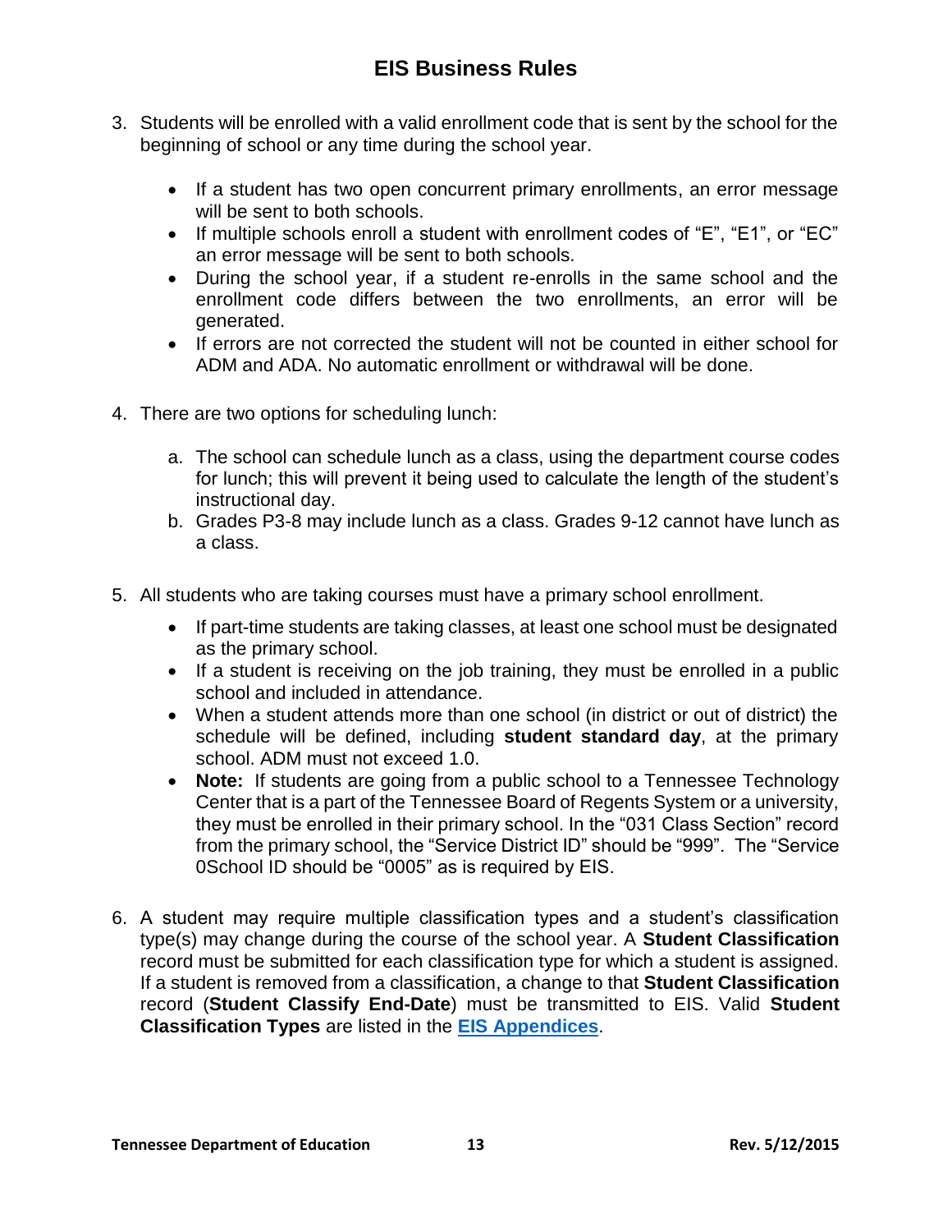3. Students will be enrolled with a valid enrollment code that is sent by the school for the beginning of school or any time during the school year.

   - If a student has two open concurrent primary enrollments, an error message will be sent to both schools.
   - If multiple schools enroll a student with enrollment codes of "E", "E1", or "EC" an error message will be sent to both schools.
   - During the school year, if a student re-enrolls in the same school and the enrollment code differs between the two enrollments, an error will be generated.
   - If errors are not corrected the student will not be counted in either school for ADM and ADA. No automatic enrollment or withdrawal will be done.

4. There are two options for scheduling lunch:

   a. The school can schedule lunch as a class, using the department course codes for lunch; this will prevent it being used to calculate the length of the student's instructional day.
   b. Grades P3-8 may include lunch as a class. Grades 9-12 cannot have lunch as a class.

5. All students who are taking courses must have a primary school enrollment.

   - If part-time students are taking classes, at least one school must be designated as the primary school.
   - If a student is receiving on the job training, they must be enrolled in a public school and included in attendance.
   - When a student attends more than one school (in district or out of district) the schedule will be defined, including **student standard day**, at the primary school. ADM must not exceed 1.0.
   - **Note:** If students are going from a public school to a Tennessee Technology Center that is a part of the Tennessee Board of Regents System or a university, they must be enrolled in their primary school. In the "031 Class Section" record from the primary school, the "Service District ID" should be "999". The "Service 0School ID should be "0005" as is required by EIS.

6. A student may require multiple classification types and a student's classification type(s) may change during the course of the school year. A **Student Classification** record must be submitted for each classification type for which a student is assigned. If a student is removed from a classification, a change to that **Student Classification** record (**Student Classify End-Date**) must be transmitted to EIS. Valid **Student Classification Types** are listed in the **EIS Appendices**.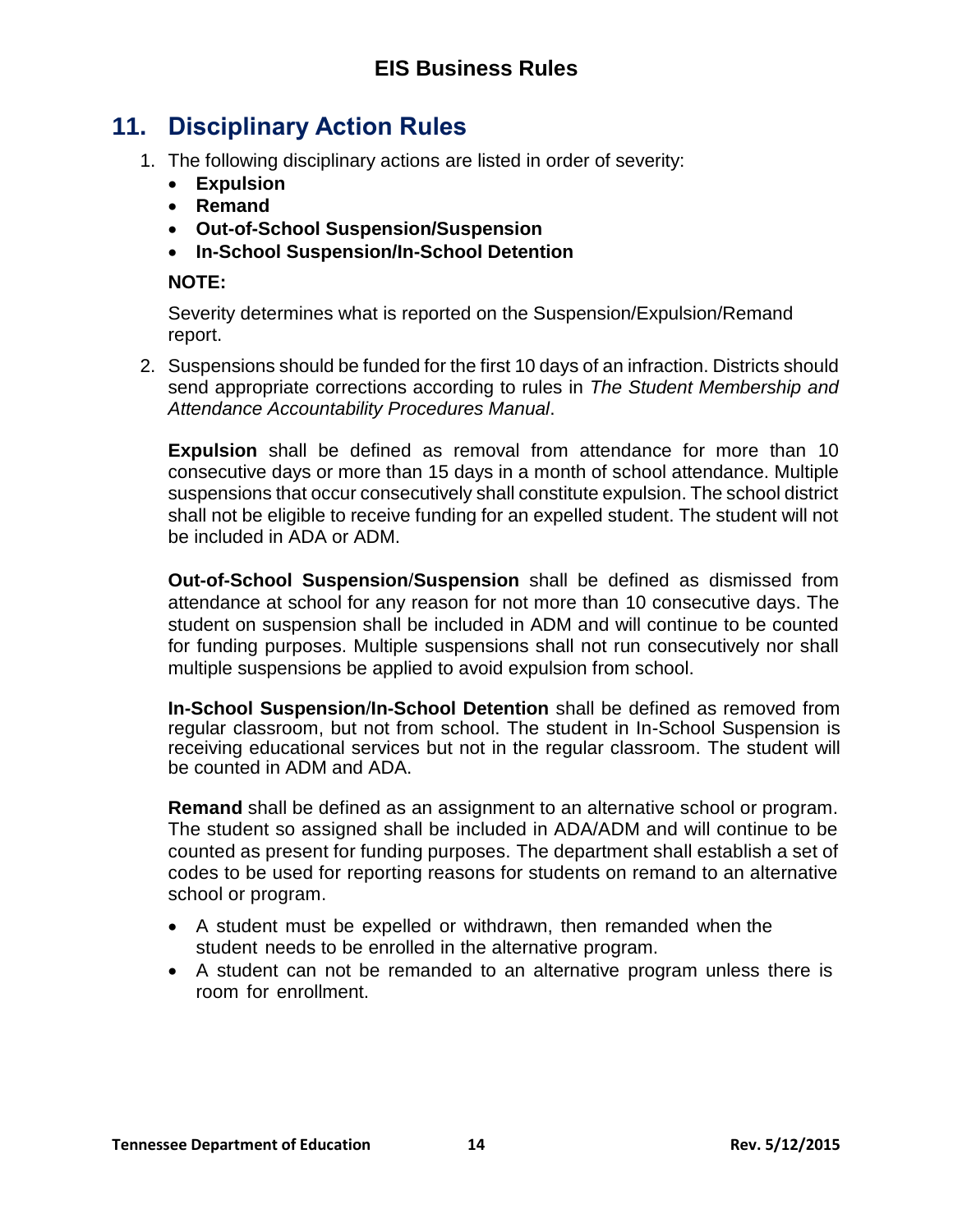# 11. Disciplinary Action Rules

1. The following disciplinary actions are listed in order of severity:
   - **Expulsion**
   - **Remand**
   - **Out-of-School Suspension/Suspension**
   - **In-School Suspension/In-School Detention**

   **NOTE:**

   Severity determines what is reported on the Suspension/Expulsion/Remand report.

2. Suspensions should be funded for the first 10 days of an infraction. Districts should send appropriate corrections according to rules in *The Student Membership and Attendance Accountability Procedures Manual*.

   **Expulsion** shall be defined as removal from attendance for more than 10 consecutive days or more than 15 days in a month of school attendance. Multiple suspensions that occur consecutively shall constitute expulsion. The school district shall not be eligible to receive funding for an expelled student. The student will not be included in ADA or ADM.

   **Out-of-School Suspension**/**Suspension** shall be defined as dismissed from attendance at school for any reason for not more than 10 consecutive days. The student on suspension shall be included in ADM and will continue to be counted for funding purposes. Multiple suspensions shall not run consecutively nor shall multiple suspensions be applied to avoid expulsion from school.

   **In-School Suspension**/**In-School Detention** shall be defined as removed from regular classroom, but not from school. The student in In-School Suspension is receiving educational services but not in the regular classroom. The student will be counted in ADM and ADA.

   **Remand** shall be defined as an assignment to an alternative school or program. The student so assigned shall be included in ADA/ADM and will continue to be counted as present for funding purposes. The department shall establish a set of codes to be used for reporting reasons for students on remand to an alternative school or program.

   - A student must be expelled or withdrawn, then remanded when the student needs to be enrolled in the alternative program.
   - A student can not be remanded to an alternative program unless there is room for enrollment.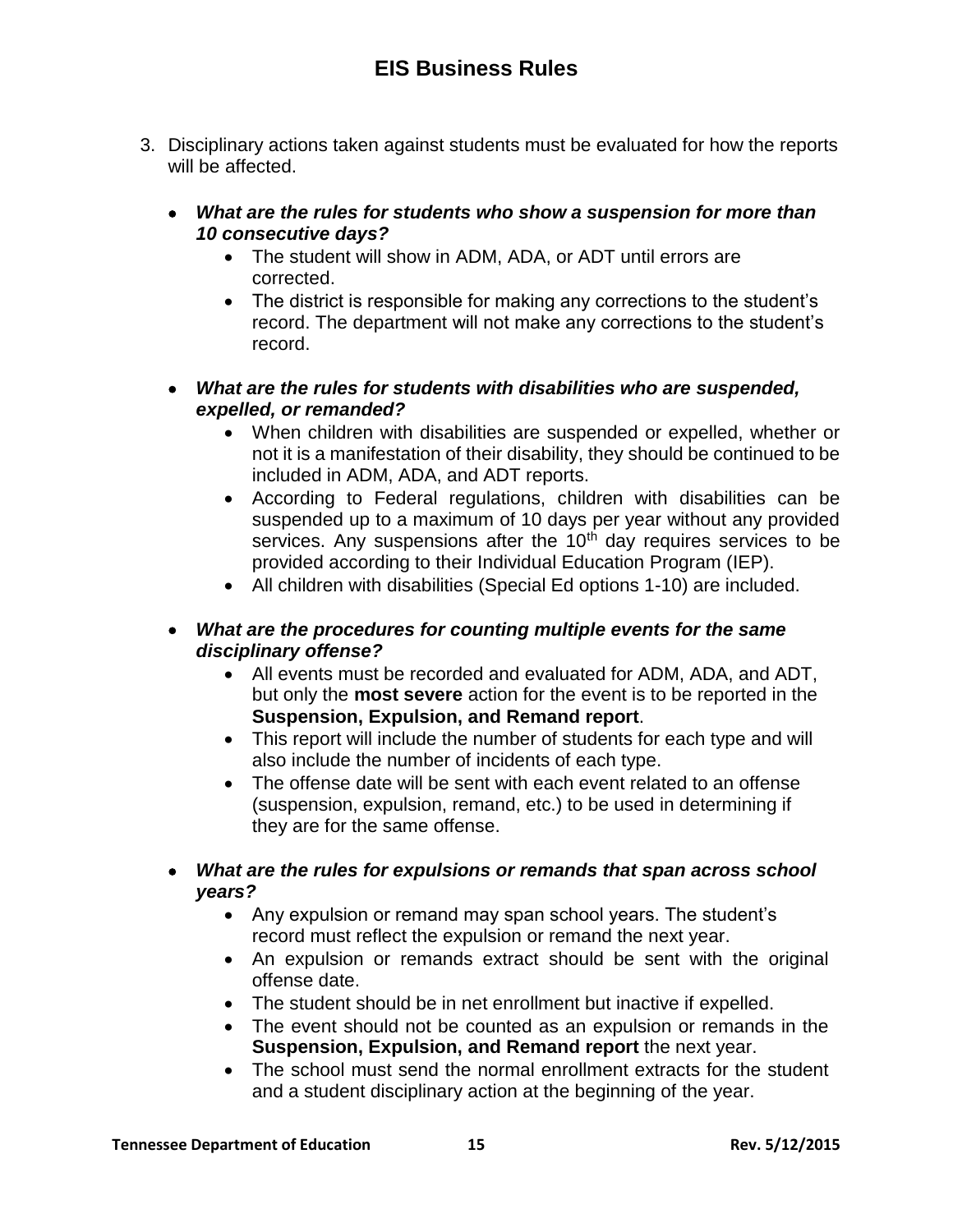# EIS Business Rules

3. Disciplinary actions taken against students must be evaluated for how the reports will be affected.

   - ***What are the rules for students who show a suspension for more than 10 consecutive days?***
     - The student will show in ADM, ADA, or ADT until errors are corrected.
     - The district is responsible for making any corrections to the student's record. The department will not make any corrections to the student's record.
   - ***What are the rules for students with disabilities who are suspended, expelled, or remanded?***
     - When children with disabilities are suspended or expelled, whether or not it is a manifestation of their disability, they should be continued to be included in ADM, ADA, and ADT reports.
     - According to Federal regulations, children with disabilities can be suspended up to a maximum of 10 days per year without any provided services. Any suspensions after the 10th day requires services to be provided according to their Individual Education Program (IEP).
     - All children with disabilities (Special Ed options 1-10) are included.
   - ***What are the procedures for counting multiple events for the same disciplinary offense?***
     - All events must be recorded and evaluated for ADM, ADA, and ADT, but only the **most severe** action for the event is to be reported in the **Suspension, Expulsion, and Remand report**.
     - This report will include the number of students for each type and will also include the number of incidents of each type.
     - The offense date will be sent with each event related to an offense (suspension, expulsion, remand, etc.) to be used in determining if they are for the same offense.
   - ***What are the rules for expulsions or remands that span across school years?***
     - Any expulsion or remand may span school years. The student's record must reflect the expulsion or remand the next year.
     - An expulsion or remands extract should be sent with the original offense date.
     - The student should be in net enrollment but inactive if expelled.
     - The event should not be counted as an expulsion or remands in the **Suspension, Expulsion, and Remand report** the next year.
     - The school must send the normal enrollment extracts for the student and a student disciplinary action at the beginning of the year.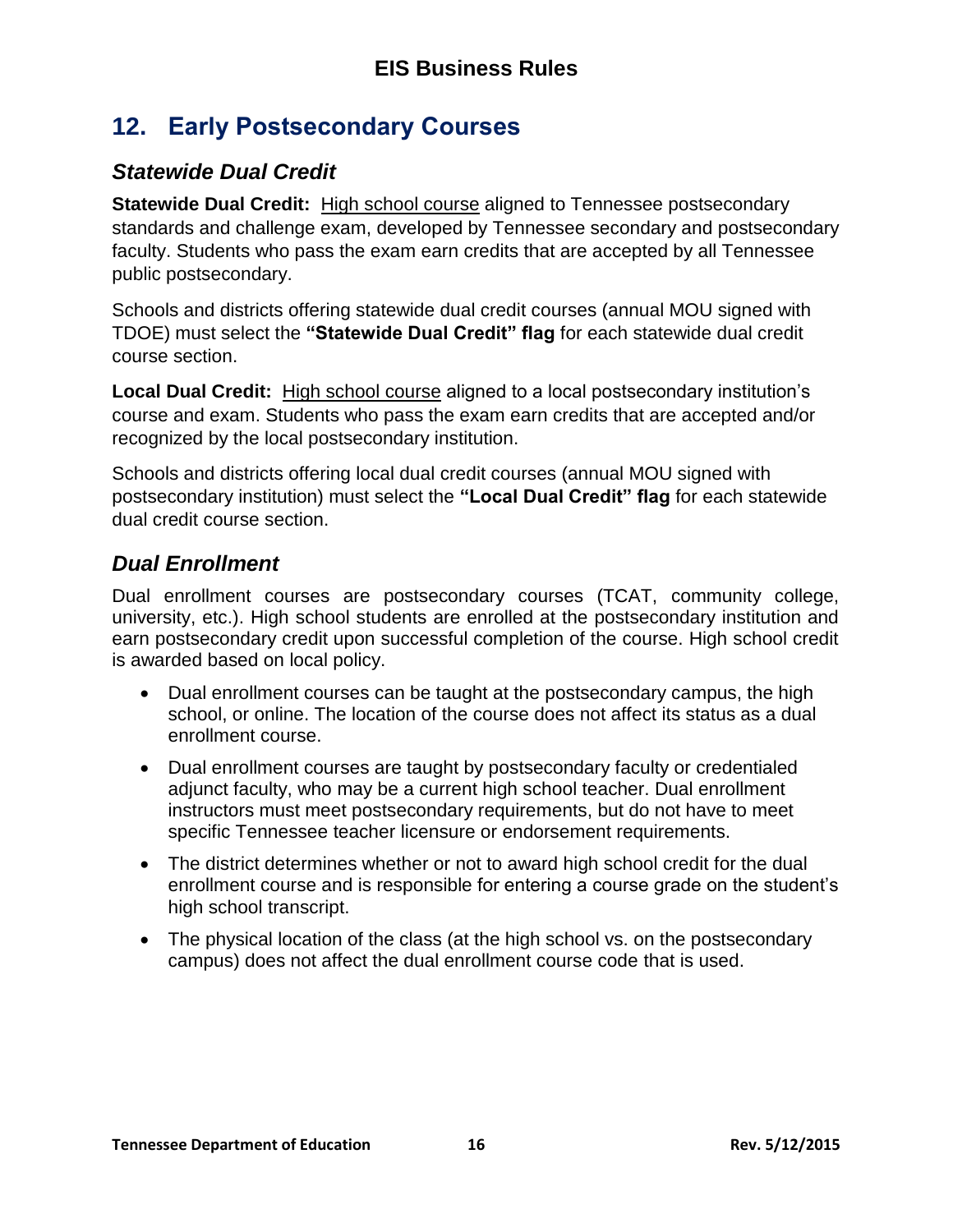## 12. Early Postsecondary Courses

### *Statewide Dual Credit*

**Statewide Dual Credit:** High school course aligned to Tennessee postsecondary standards and challenge exam, developed by Tennessee secondary and postsecondary faculty. Students who pass the exam earn credits that are accepted by all Tennessee public postsecondary.

Schools and districts offering statewide dual credit courses (annual MOU signed with TDOE) must select the **"Statewide Dual Credit" flag** for each statewide dual credit course section.

**Local Dual Credit:** High school course aligned to a local postsecondary institution's course and exam. Students who pass the exam earn credits that are accepted and/or recognized by the local postsecondary institution.

Schools and districts offering local dual credit courses (annual MOU signed with postsecondary institution) must select the **"Local Dual Credit" flag** for each statewide dual credit course section.

### *Dual Enrollment*

Dual enrollment courses are postsecondary courses (TCAT, community college, university, etc.). High school students are enrolled at the postsecondary institution and earn postsecondary credit upon successful completion of the course. High school credit is awarded based on local policy.

- Dual enrollment courses can be taught at the postsecondary campus, the high school, or online. The location of the course does not affect its status as a dual enrollment course.
- Dual enrollment courses are taught by postsecondary faculty or credentialed adjunct faculty, who may be a current high school teacher. Dual enrollment instructors must meet postsecondary requirements, but do not have to meet specific Tennessee teacher licensure or endorsement requirements.
- The district determines whether or not to award high school credit for the dual enrollment course and is responsible for entering a course grade on the student's high school transcript.
- The physical location of the class (at the high school vs. on the postsecondary campus) does not affect the dual enrollment course code that is used.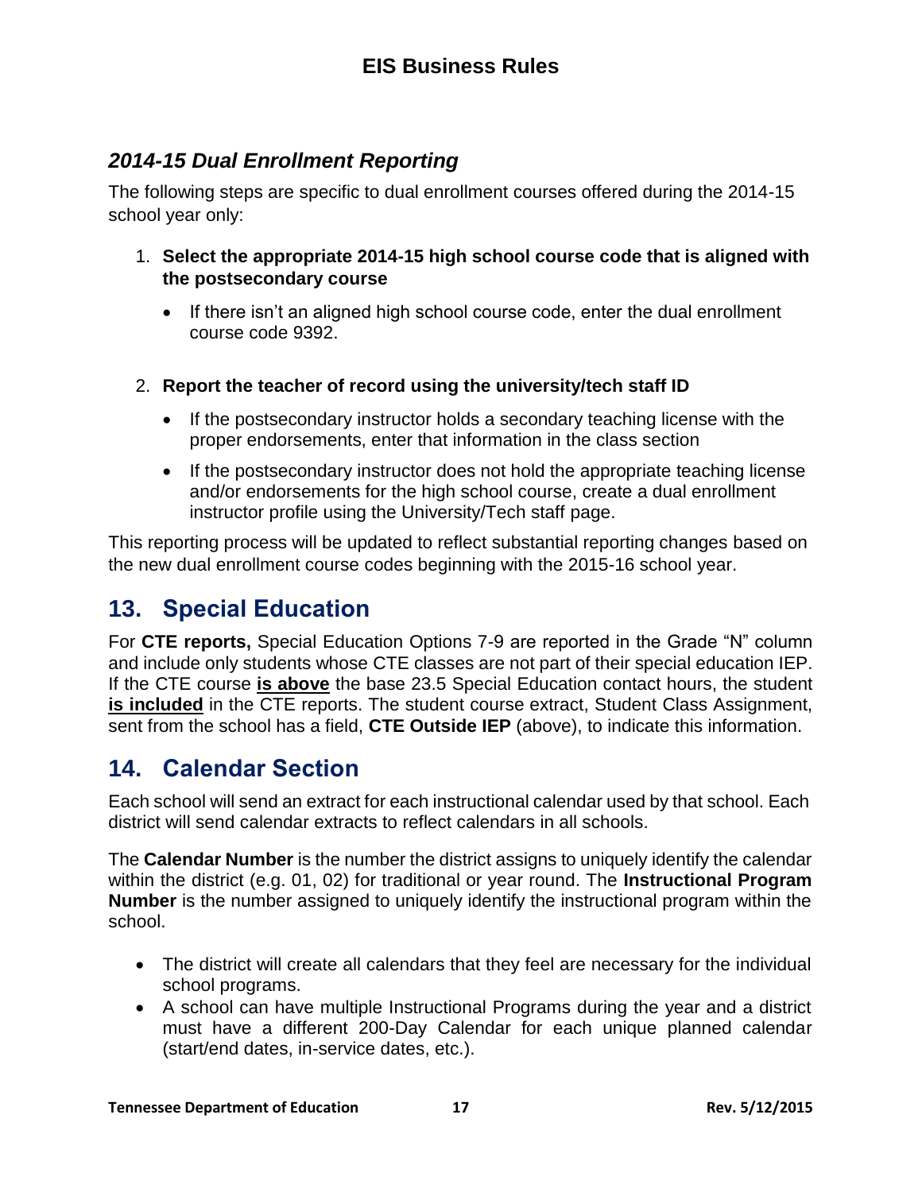### *2014-15 Dual Enrollment Reporting*

The following steps are specific to dual enrollment courses offered during the 2014-15 school year only:

1. **Select the appropriate 2014-15 high school course code that is aligned with the postsecondary course**
   - If there isn't an aligned high school course code, enter the dual enrollment course code 9392.

2. **Report the teacher of record using the university/tech staff ID**
   - If the postsecondary instructor holds a secondary teaching license with the proper endorsements, enter that information in the class section
   - If the postsecondary instructor does not hold the appropriate teaching license and/or endorsements for the high school course, create a dual enrollment instructor profile using the University/Tech staff page.

This reporting process will be updated to reflect substantial reporting changes based on the new dual enrollment course codes beginning with the 2015-16 school year.

## 13. Special Education

For **CTE reports,** Special Education Options 7-9 are reported in the Grade "N" column and include only students whose CTE classes are not part of their special education IEP. If the CTE course **<u>is above</u>** the base 23.5 Special Education contact hours, the student **<u>is included</u>** in the CTE reports. The student course extract, Student Class Assignment, sent from the school has a field, **CTE Outside IEP** (above), to indicate this information.

## 14. Calendar Section

Each school will send an extract for each instructional calendar used by that school. Each district will send calendar extracts to reflect calendars in all schools.

The **Calendar Number** is the number the district assigns to uniquely identify the calendar within the district (e.g. 01, 02) for traditional or year round. The **Instructional Program Number** is the number assigned to uniquely identify the instructional program within the school.

- The district will create all calendars that they feel are necessary for the individual school programs.
- A school can have multiple Instructional Programs during the year and a district must have a different 200-Day Calendar for each unique planned calendar (start/end dates, in-service dates, etc.).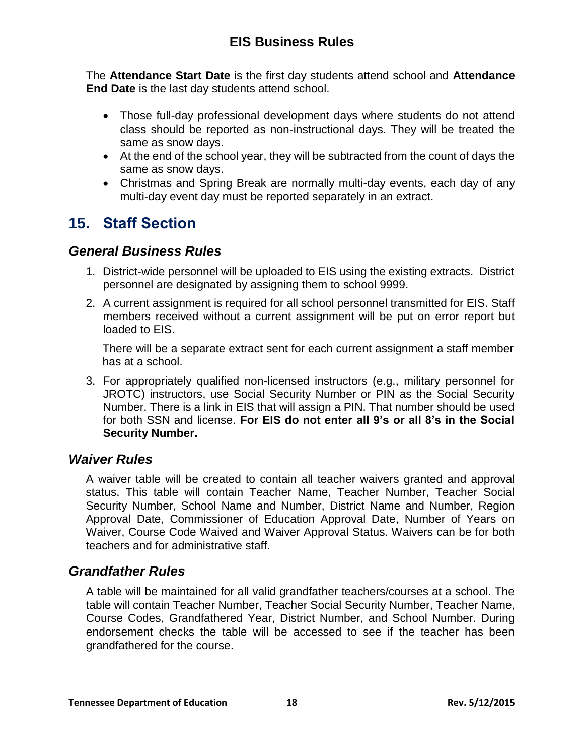The **Attendance Start Date** is the first day students attend school and **Attendance End Date** is the last day students attend school.

- Those full-day professional development days where students do not attend class should be reported as non-instructional days. They will be treated the same as snow days.
- At the end of the school year, they will be subtracted from the count of days the same as snow days.
- Christmas and Spring Break are normally multi-day events, each day of any multi-day event day must be reported separately in an extract.

## 15. Staff Section

### *General Business Rules*

1. District-wide personnel will be uploaded to EIS using the existing extracts. District personnel are designated by assigning them to school 9999.
2. A current assignment is required for all school personnel transmitted for EIS. Staff members received without a current assignment will be put on error report but loaded to EIS.

   There will be a separate extract sent for each current assignment a staff member has at a school.
3. For appropriately qualified non-licensed instructors (e.g., military personnel for JROTC) instructors, use Social Security Number or PIN as the Social Security Number. There is a link in EIS that will assign a PIN. That number should be used for both SSN and license. **For EIS do not enter all 9's or all 8's in the Social Security Number.**

### *Waiver Rules*

A waiver table will be created to contain all teacher waivers granted and approval status. This table will contain Teacher Name, Teacher Number, Teacher Social Security Number, School Name and Number, District Name and Number, Region Approval Date, Commissioner of Education Approval Date, Number of Years on Waiver, Course Code Waived and Waiver Approval Status. Waivers can be for both teachers and for administrative staff.

### *Grandfather Rules*

A table will be maintained for all valid grandfather teachers/courses at a school. The table will contain Teacher Number, Teacher Social Security Number, Teacher Name, Course Codes, Grandfathered Year, District Number, and School Number. During endorsement checks the table will be accessed to see if the teacher has been grandfathered for the course.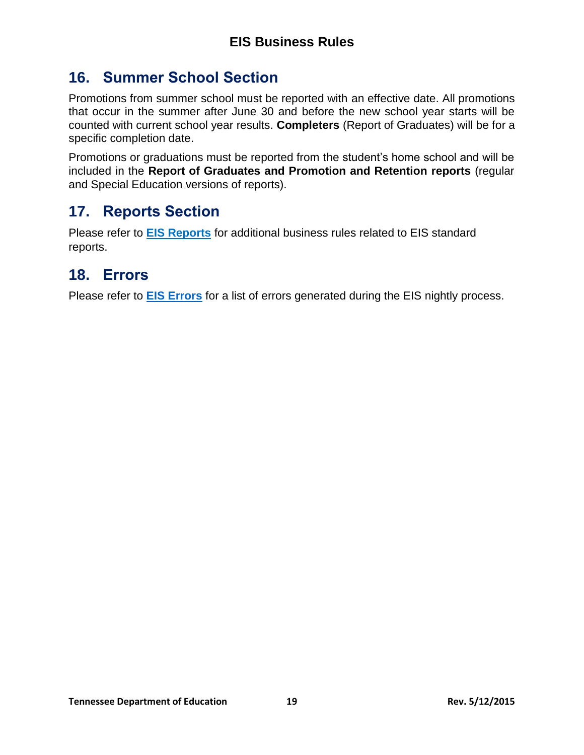## 16. Summer School Section

Promotions from summer school must be reported with an effective date. All promotions that occur in the summer after June 30 and before the new school year starts will be counted with current school year results. **Completers** (Report of Graduates) will be for a specific completion date.

Promotions or graduations must be reported from the student's home school and will be included in the **Report of Graduates and Promotion and Retention reports** (regular and Special Education versions of reports).

## 17. Reports Section

Please refer to **EIS Reports** for additional business rules related to EIS standard reports.

## 18. Errors

Please refer to **EIS Errors** for a list of errors generated during the EIS nightly process.